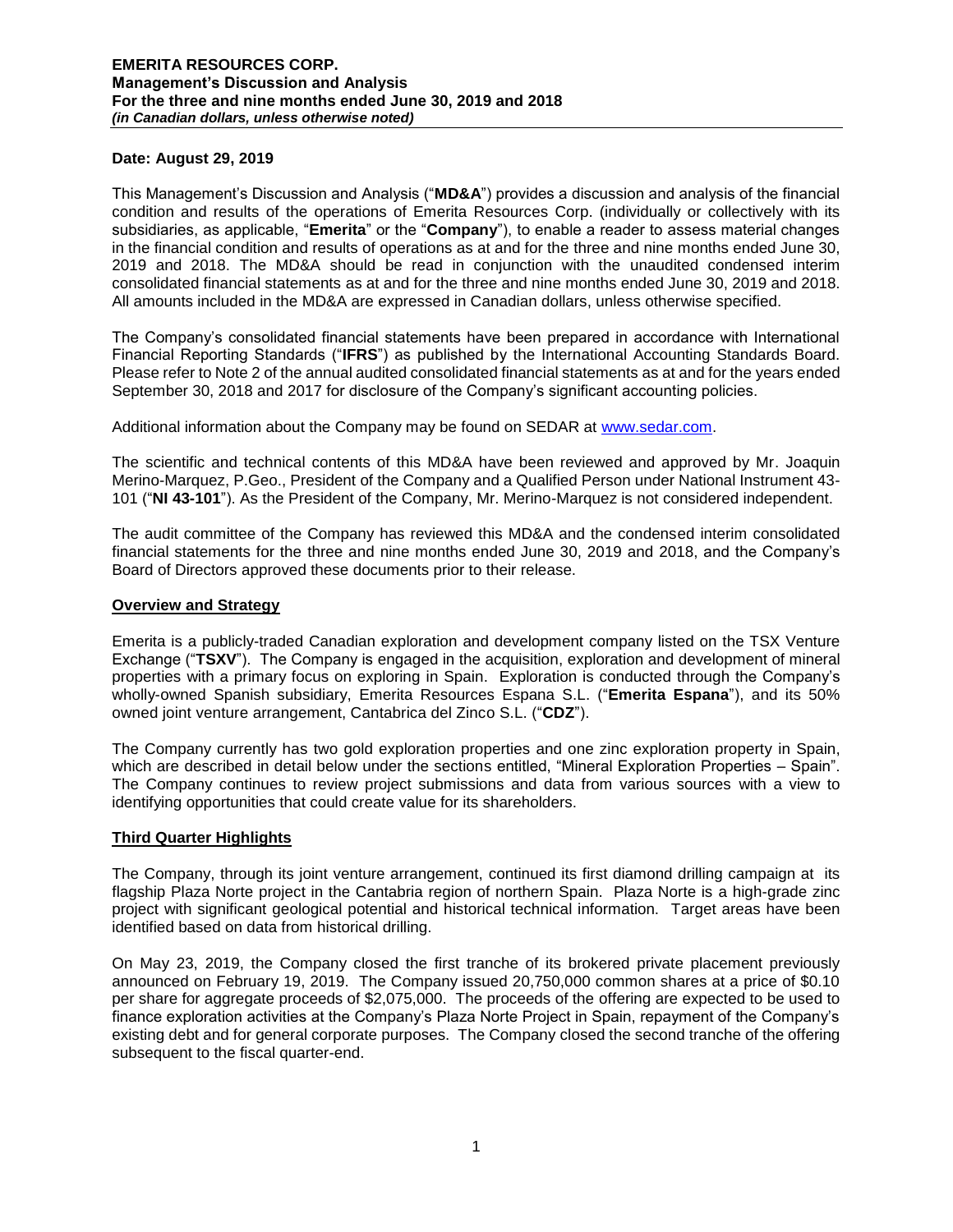**Date: August 29, 2019**

This Management's Discussion and Analysis ("**MD&A**") provides a discussion and analysis of the financial condition and results of the operations of Emerita Resources Corp. (individually or collectively with its subsidiaries, as applicable, "**Emerita**" or the "**Company**"), to enable a reader to assess material changes in the financial condition and results of operations as at and for the three and nine months ended June 30, 2019 and 2018. The MD&A should be read in conjunction with the unaudited condensed interim consolidated financial statements as at and for the three and nine months ended June 30, 2019 and 2018. All amounts included in the MD&A are expressed in Canadian dollars, unless otherwise specified.

The Company's consolidated financial statements have been prepared in accordance with International Financial Reporting Standards ("**IFRS**") as published by the International Accounting Standards Board. Please refer to Note 2 of the annual audited consolidated financial statements as at and for the years ended September 30, 2018 and 2017 for disclosure of the Company's significant accounting policies.

Additional information about the Company may be found on SEDAR at www.sedar.com.

The scientific and technical contents of this MD&A have been reviewed and approved by Mr. Joaquin Merino-Marquez, P.Geo., President of the Company and a Qualified Person under National Instrument 43-101 ("**NI 43-101**"). As the President of the Company, Mr. Merino-Marquez is not considered independent.

The audit committee of the Company has reviewed this MD&A and the condensed interim consolidated financial statements for the three and nine months ended June 30, 2019 and 2018, and the Company's Board of Directors approved these documents prior to their release.

## Overview and Strategy

Emerita is a publicly-traded Canadian exploration and development company listed on the TSX Venture Exchange ("**TSXV**"). The Company is engaged in the acquisition, exploration and development of mineral properties with a primary focus on exploring in Spain. Exploration is conducted through the Company's wholly-owned Spanish subsidiary, Emerita Resources Espana S.L. ("**Emerita Espana**"), and its 50% owned joint venture arrangement, Cantabrica del Zinco S.L. ("**CDZ**").

The Company currently has two gold exploration properties and one zinc exploration property in Spain, which are described in detail below under the sections entitled, "Mineral Exploration Properties – Spain". The Company continues to review project submissions and data from various sources with a view to identifying opportunities that could create value for its shareholders.

## Third Quarter Highlights

The Company, through its joint venture arrangement, continued its first diamond drilling campaign at its flagship Plaza Norte project in the Cantabria region of northern Spain. Plaza Norte is a high-grade zinc project with significant geological potential and historical technical information. Target areas have been identified based on data from historical drilling.

On May 23, 2019, the Company closed the first tranche of its brokered private placement previously announced on February 19, 2019. The Company issued 20,750,000 common shares at a price of $0.10 per share for aggregate proceeds of $2,075,000. The proceeds of the offering are expected to be used to finance exploration activities at the Company's Plaza Norte Project in Spain, repayment of the Company's existing debt and for general corporate purposes. The Company closed the second tranche of the offering subsequent to the fiscal quarter-end.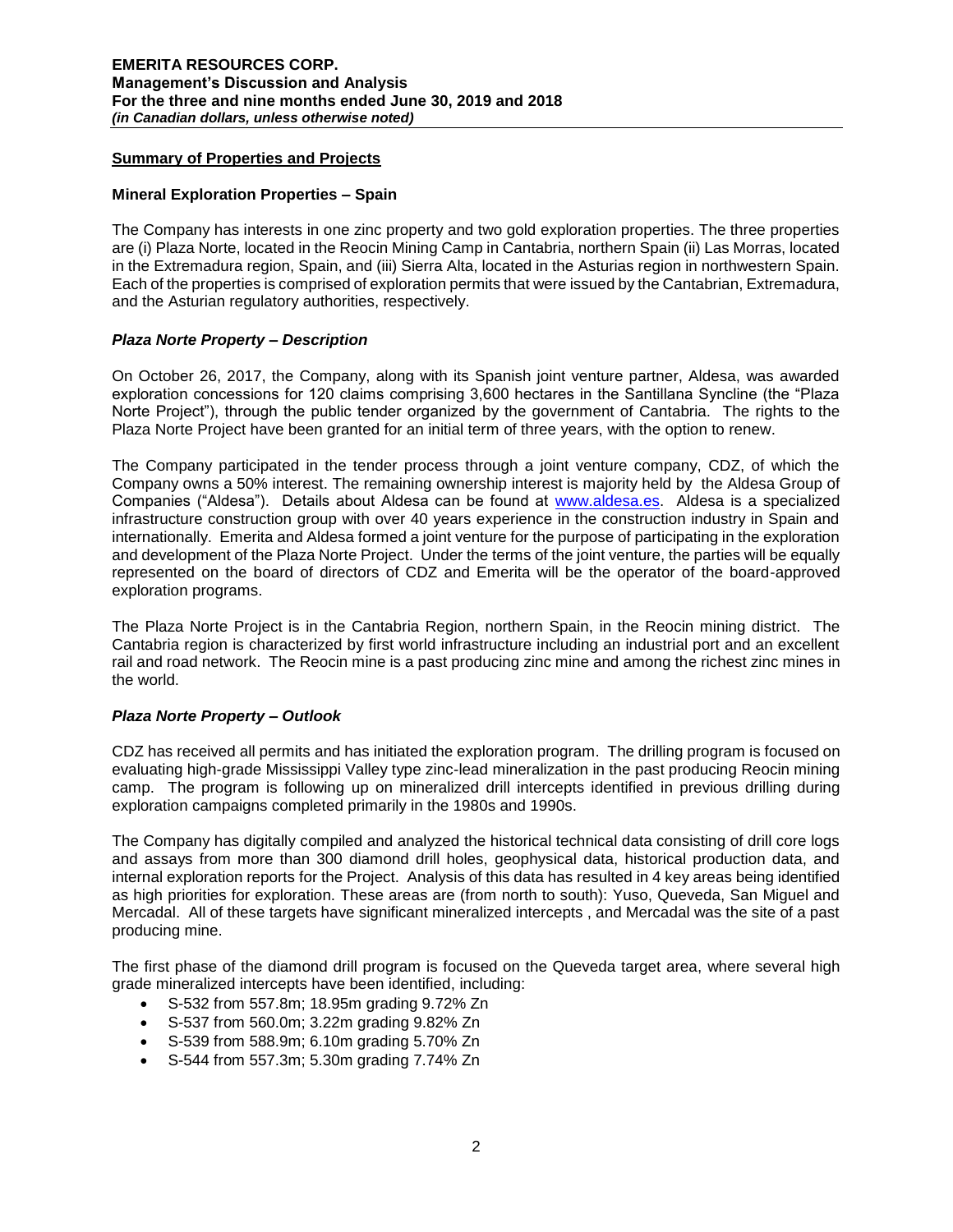## Summary of Properties and Projects

### Mineral Exploration Properties – Spain

The Company has interests in one zinc property and two gold exploration properties. The three properties are (i) Plaza Norte, located in the Reocin Mining Camp in Cantabria, northern Spain (ii) Las Morras, located in the Extremadura region, Spain, and (iii) Sierra Alta, located in the Asturias region in northwestern Spain. Each of the properties is comprised of exploration permits that were issued by the Cantabrian, Extremadura, and the Asturian regulatory authorities, respectively.

### *Plaza Norte Property – Description*

On October 26, 2017, the Company, along with its Spanish joint venture partner, Aldesa, was awarded exploration concessions for 120 claims comprising 3,600 hectares in the Santillana Syncline (the "Plaza Norte Project"), through the public tender organized by the government of Cantabria. The rights to the Plaza Norte Project have been granted for an initial term of three years, with the option to renew.

The Company participated in the tender process through a joint venture company, CDZ, of which the Company owns a 50% interest. The remaining ownership interest is majority held by the Aldesa Group of Companies ("Aldesa"). Details about Aldesa can be found at [www.aldesa.es](http://www.aldesa.es). Aldesa is a specialized infrastructure construction group with over 40 years experience in the construction industry in Spain and internationally. Emerita and Aldesa formed a joint venture for the purpose of participating in the exploration and development of the Plaza Norte Project. Under the terms of the joint venture, the parties will be equally represented on the board of directors of CDZ and Emerita will be the operator of the board-approved exploration programs.

The Plaza Norte Project is in the Cantabria Region, northern Spain, in the Reocin mining district. The Cantabria region is characterized by first world infrastructure including an industrial port and an excellent rail and road network. The Reocin mine is a past producing zinc mine and among the richest zinc mines in the world.

### *Plaza Norte Property – Outlook*

CDZ has received all permits and has initiated the exploration program. The drilling program is focused on evaluating high-grade Mississippi Valley type zinc-lead mineralization in the past producing Reocin mining camp. The program is following up on mineralized drill intercepts identified in previous drilling during exploration campaigns completed primarily in the 1980s and 1990s.

The Company has digitally compiled and analyzed the historical technical data consisting of drill core logs and assays from more than 300 diamond drill holes, geophysical data, historical production data, and internal exploration reports for the Project. Analysis of this data has resulted in 4 key areas being identified as high priorities for exploration. These areas are (from north to south): Yuso, Queveda, San Miguel and Mercadal. All of these targets have significant mineralized intercepts , and Mercadal was the site of a past producing mine.

The first phase of the diamond drill program is focused on the Queveda target area, where several high grade mineralized intercepts have been identified, including:

- S-532 from 557.8m; 18.95m grading 9.72% Zn
- S-537 from 560.0m; 3.22m grading 9.82% Zn
- S-539 from 588.9m; 6.10m grading 5.70% Zn
- S-544 from 557.3m; 5.30m grading 7.74% Zn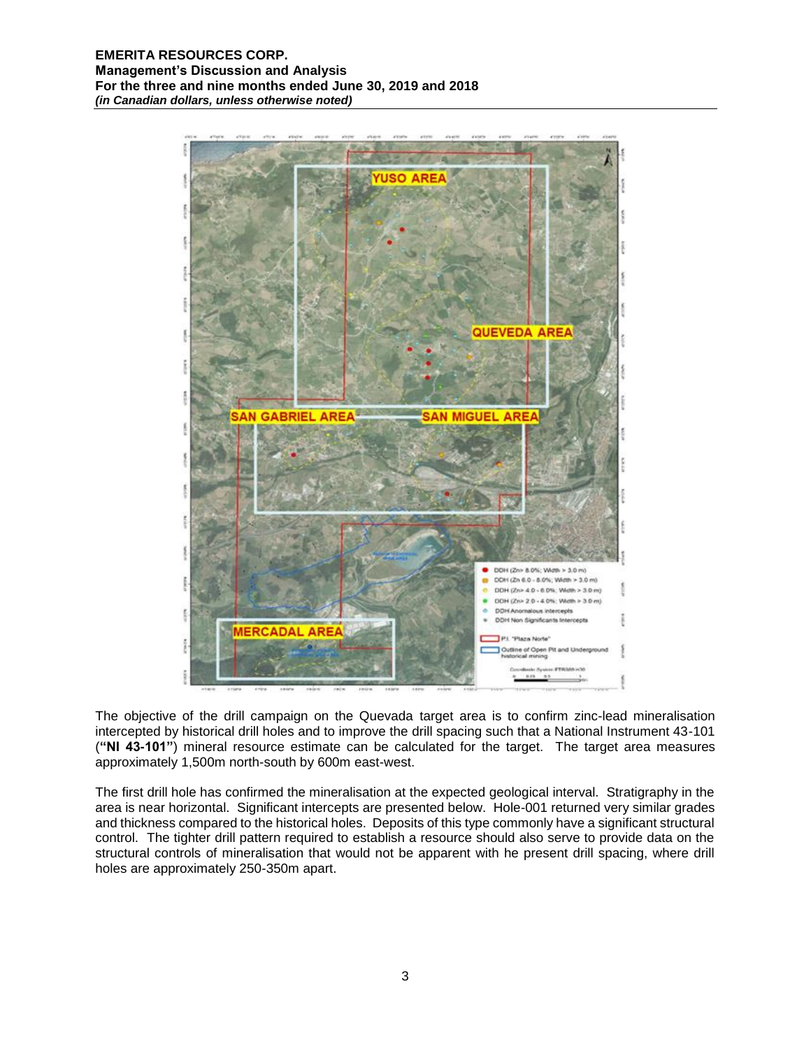The objective of the drill campaign on the Quevada target area is to confirm zinc-lead mineralisation intercepted by historical drill holes and to improve the drill spacing such that a National Instrument 43-101 (**"NI 43-101"**) mineral resource estimate can be calculated for the target. The target area measures approximately 1,500m north-south by 600m east-west.

The first drill hole has confirmed the mineralisation at the expected geological interval. Stratigraphy in the area is near horizontal. Significant intercepts are presented below. Hole-001 returned very similar grades and thickness compared to the historical holes. Deposits of this type commonly have a significant structural control. The tighter drill pattern required to establish a resource should also serve to provide data on the structural controls of mineralisation that would not be apparent with he present drill spacing, where drill holes are approximately 250-350m apart.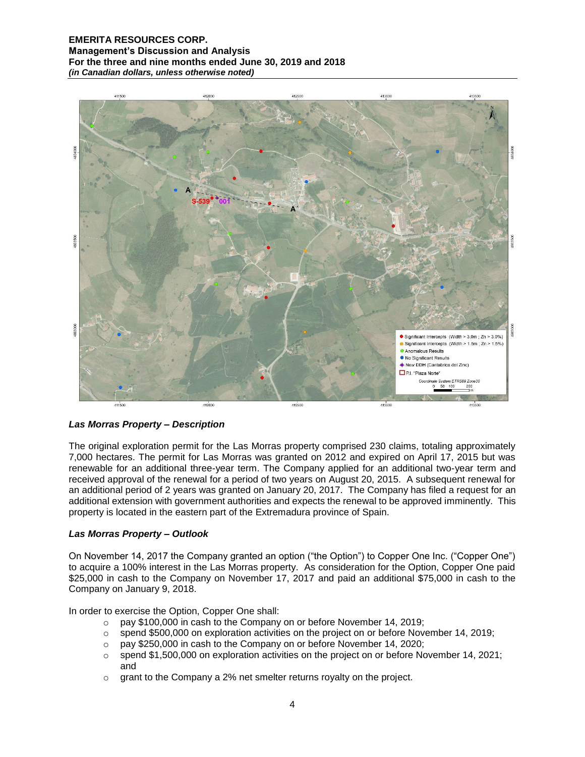### *Las Morras Property – Description*

The original exploration permit for the Las Morras property comprised 230 claims, totaling approximately 7,000 hectares. The permit for Las Morras was granted on 2012 and expired on April 17, 2015 but was renewable for an additional three-year term. The Company applied for an additional two-year term and received approval of the renewal for a period of two years on August 20, 2015. A subsequent renewal for an additional period of 2 years was granted on January 20, 2017. The Company has filed a request for an additional extension with government authorities and expects the renewal to be approved imminently. This property is located in the eastern part of the Extremadura province of Spain.

### *Las Morras Property – Outlook*

On November 14, 2017 the Company granted an option ("the Option") to Copper One Inc. ("Copper One") to acquire a 100% interest in the Las Morras property. As consideration for the Option, Copper One paid $25,000 in cash to the Company on November 17, 2017 and paid an additional $75,000 in cash to the Company on January 9, 2018.

In order to exercise the Option, Copper One shall:

- pay $100,000 in cash to the Company on or before November 14, 2019;
- spend $500,000 on exploration activities on the project on or before November 14, 2019;
- pay $250,000 in cash to the Company on or before November 14, 2020;
- spend $1,500,000 on exploration activities on the project on or before November 14, 2021; and
- grant to the Company a 2% net smelter returns royalty on the project.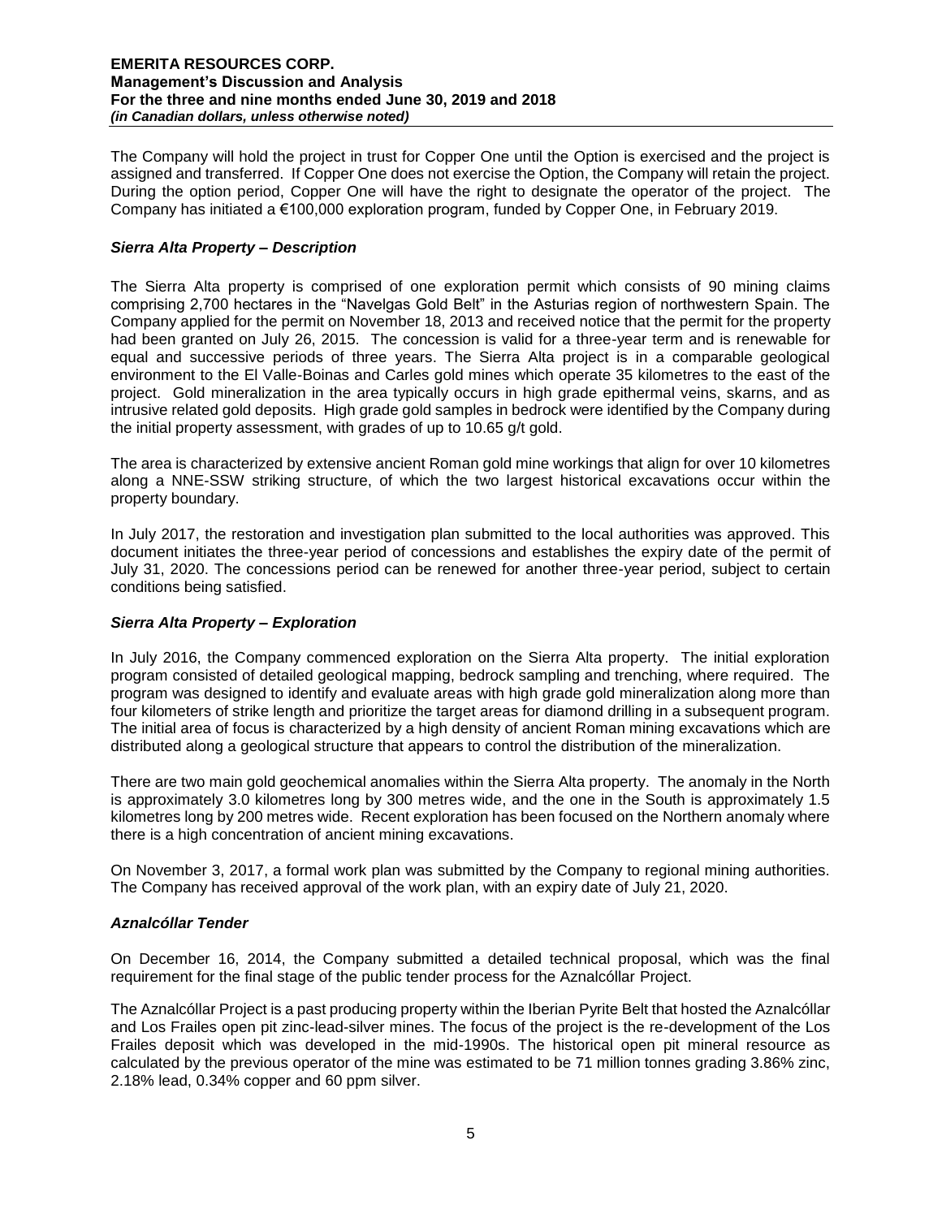The Company will hold the project in trust for Copper One until the Option is exercised and the project is assigned and transferred. If Copper One does not exercise the Option, the Company will retain the project. During the option period, Copper One will have the right to designate the operator of the project. The Company has initiated a €100,000 exploration program, funded by Copper One, in February 2019.

### *Sierra Alta Property – Description*

The Sierra Alta property is comprised of one exploration permit which consists of 90 mining claims comprising 2,700 hectares in the "Navelgas Gold Belt" in the Asturias region of northwestern Spain. The Company applied for the permit on November 18, 2013 and received notice that the permit for the property had been granted on July 26, 2015. The concession is valid for a three-year term and is renewable for equal and successive periods of three years. The Sierra Alta project is in a comparable geological environment to the El Valle-Boinas and Carles gold mines which operate 35 kilometres to the east of the project. Gold mineralization in the area typically occurs in high grade epithermal veins, skarns, and as intrusive related gold deposits. High grade gold samples in bedrock were identified by the Company during the initial property assessment, with grades of up to 10.65 g/t gold.

The area is characterized by extensive ancient Roman gold mine workings that align for over 10 kilometres along a NNE-SSW striking structure, of which the two largest historical excavations occur within the property boundary.

In July 2017, the restoration and investigation plan submitted to the local authorities was approved. This document initiates the three-year period of concessions and establishes the expiry date of the permit of July 31, 2020. The concessions period can be renewed for another three-year period, subject to certain conditions being satisfied.

### *Sierra Alta Property – Exploration*

In July 2016, the Company commenced exploration on the Sierra Alta property. The initial exploration program consisted of detailed geological mapping, bedrock sampling and trenching, where required. The program was designed to identify and evaluate areas with high grade gold mineralization along more than four kilometers of strike length and prioritize the target areas for diamond drilling in a subsequent program. The initial area of focus is characterized by a high density of ancient Roman mining excavations which are distributed along a geological structure that appears to control the distribution of the mineralization.

There are two main gold geochemical anomalies within the Sierra Alta property. The anomaly in the North is approximately 3.0 kilometres long by 300 metres wide, and the one in the South is approximately 1.5 kilometres long by 200 metres wide. Recent exploration has been focused on the Northern anomaly where there is a high concentration of ancient mining excavations.

On November 3, 2017, a formal work plan was submitted by the Company to regional mining authorities. The Company has received approval of the work plan, with an expiry date of July 21, 2020.

### *Aznalcóllar Tender*

On December 16, 2014, the Company submitted a detailed technical proposal, which was the final requirement for the final stage of the public tender process for the Aznalcóllar Project.

The Aznalcóllar Project is a past producing property within the Iberian Pyrite Belt that hosted the Aznalcóllar and Los Frailes open pit zinc-lead-silver mines. The focus of the project is the re-development of the Los Frailes deposit which was developed in the mid-1990s. The historical open pit mineral resource as calculated by the previous operator of the mine was estimated to be 71 million tonnes grading 3.86% zinc, 2.18% lead, 0.34% copper and 60 ppm silver.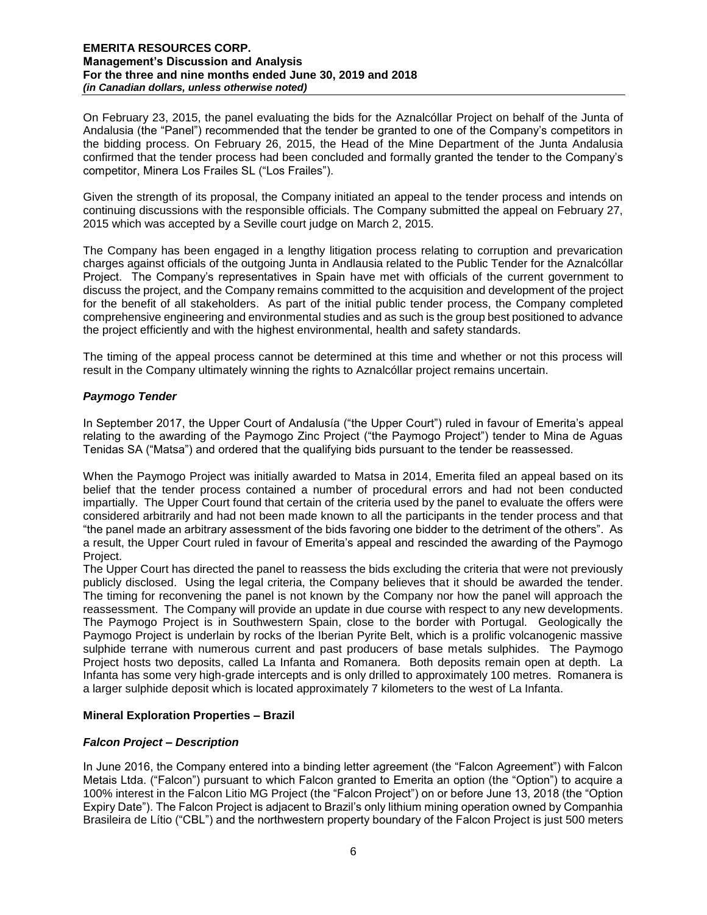On February 23, 2015, the panel evaluating the bids for the Aznalcóllar Project on behalf of the Junta of Andalusia (the "Panel") recommended that the tender be granted to one of the Company's competitors in the bidding process. On February 26, 2015, the Head of the Mine Department of the Junta Andalusia confirmed that the tender process had been concluded and formally granted the tender to the Company's competitor, Minera Los Frailes SL ("Los Frailes").

Given the strength of its proposal, the Company initiated an appeal to the tender process and intends on continuing discussions with the responsible officials. The Company submitted the appeal on February 27, 2015 which was accepted by a Seville court judge on March 2, 2015.

The Company has been engaged in a lengthy litigation process relating to corruption and prevarication charges against officials of the outgoing Junta in Andlausia related to the Public Tender for the Aznalcóllar Project. The Company's representatives in Spain have met with officials of the current government to discuss the project, and the Company remains committed to the acquisition and development of the project for the benefit of all stakeholders. As part of the initial public tender process, the Company completed comprehensive engineering and environmental studies and as such is the group best positioned to advance the project efficiently and with the highest environmental, health and safety standards.

The timing of the appeal process cannot be determined at this time and whether or not this process will result in the Company ultimately winning the rights to Aznalcóllar project remains uncertain.

### *Paymogo Tender*

In September 2017, the Upper Court of Andalusía ("the Upper Court") ruled in favour of Emerita's appeal relating to the awarding of the Paymogo Zinc Project ("the Paymogo Project") tender to Mina de Aguas Tenidas SA ("Matsa") and ordered that the qualifying bids pursuant to the tender be reassessed.

When the Paymogo Project was initially awarded to Matsa in 2014, Emerita filed an appeal based on its belief that the tender process contained a number of procedural errors and had not been conducted impartially. The Upper Court found that certain of the criteria used by the panel to evaluate the offers were considered arbitrarily and had not been made known to all the participants in the tender process and that "the panel made an arbitrary assessment of the bids favoring one bidder to the detriment of the others". As a result, the Upper Court ruled in favour of Emerita's appeal and rescinded the awarding of the Paymogo Project.

The Upper Court has directed the panel to reassess the bids excluding the criteria that were not previously publicly disclosed. Using the legal criteria, the Company believes that it should be awarded the tender. The timing for reconvening the panel is not known by the Company nor how the panel will approach the reassessment. The Company will provide an update in due course with respect to any new developments. The Paymogo Project is in Southwestern Spain, close to the border with Portugal. Geologically the Paymogo Project is underlain by rocks of the Iberian Pyrite Belt, which is a prolific volcanogenic massive sulphide terrane with numerous current and past producers of base metals sulphides. The Paymogo Project hosts two deposits, called La Infanta and Romanera. Both deposits remain open at depth. La Infanta has some very high-grade intercepts and is only drilled to approximately 100 metres. Romanera is a larger sulphide deposit which is located approximately 7 kilometers to the west of La Infanta.

## **Mineral Exploration Properties – Brazil**

### *Falcon Project – Description*

In June 2016, the Company entered into a binding letter agreement (the "Falcon Agreement") with Falcon Metais Ltda. ("Falcon") pursuant to which Falcon granted to Emerita an option (the "Option") to acquire a 100% interest in the Falcon Litio MG Project (the "Falcon Project") on or before June 13, 2018 (the "Option Expiry Date"). The Falcon Project is adjacent to Brazil's only lithium mining operation owned by Companhia Brasileira de Lítio ("CBL") and the northwestern property boundary of the Falcon Project is just 500 meters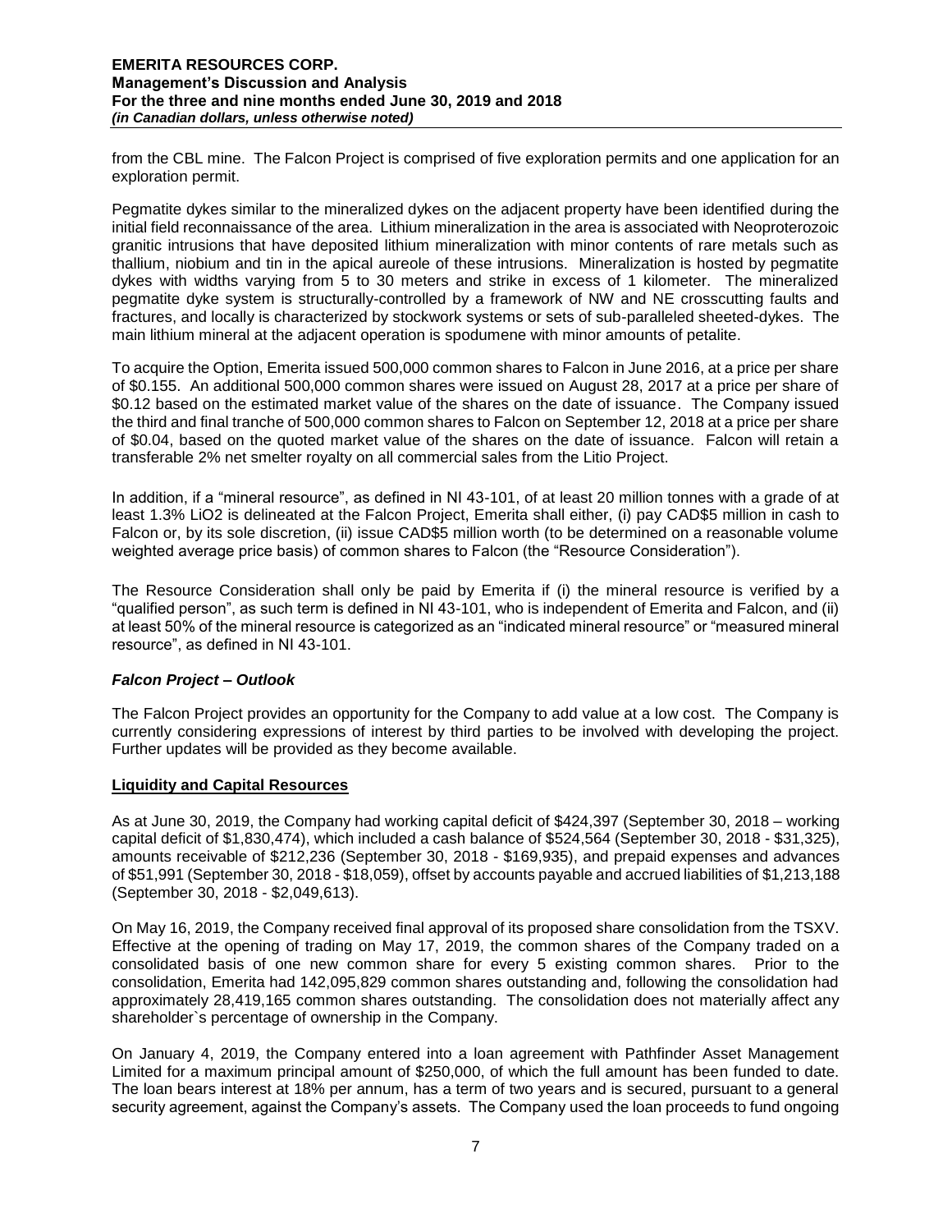from the CBL mine. The Falcon Project is comprised of five exploration permits and one application for an exploration permit.

Pegmatite dykes similar to the mineralized dykes on the adjacent property have been identified during the initial field reconnaissance of the area. Lithium mineralization in the area is associated with Neoproterozoic granitic intrusions that have deposited lithium mineralization with minor contents of rare metals such as thallium, niobium and tin in the apical aureole of these intrusions. Mineralization is hosted by pegmatite dykes with widths varying from 5 to 30 meters and strike in excess of 1 kilometer. The mineralized pegmatite dyke system is structurally-controlled by a framework of NW and NE crosscutting faults and fractures, and locally is characterized by stockwork systems or sets of sub-paralleled sheeted-dykes. The main lithium mineral at the adjacent operation is spodumene with minor amounts of petalite.

To acquire the Option, Emerita issued 500,000 common shares to Falcon in June 2016, at a price per share of $0.155. An additional 500,000 common shares were issued on August 28, 2017 at a price per share of $0.12 based on the estimated market value of the shares on the date of issuance. The Company issued the third and final tranche of 500,000 common shares to Falcon on September 12, 2018 at a price per share of $0.04, based on the quoted market value of the shares on the date of issuance. Falcon will retain a transferable 2% net smelter royalty on all commercial sales from the Litio Project.

In addition, if a "mineral resource", as defined in NI 43-101, of at least 20 million tonnes with a grade of at least 1.3% $LiO_2$ is delineated at the Falcon Project, Emerita shall either, (i) pay CAD$5 million in cash to Falcon or, by its sole discretion, (ii) issue CAD$5 million worth (to be determined on a reasonable volume weighted average price basis) of common shares to Falcon (the "Resource Consideration").

The Resource Consideration shall only be paid by Emerita if (i) the mineral resource is verified by a "qualified person", as such term is defined in NI 43-101, who is independent of Emerita and Falcon, and (ii) at least 50% of the mineral resource is categorized as an "indicated mineral resource" or "measured mineral resource", as defined in NI 43-101.

### *Falcon Project – Outlook*

The Falcon Project provides an opportunity for the Company to add value at a low cost. The Company is currently considering expressions of interest by third parties to be involved with developing the project. Further updates will be provided as they become available.

## Liquidity and Capital Resources

As at June 30, 2019, the Company had working capital deficit of $424,397 (September 30, 2018 – working capital deficit of $1,830,474), which included a cash balance of $524,564 (September 30, 2018 - $31,325), amounts receivable of $212,236 (September 30, 2018 - $169,935), and prepaid expenses and advances of $51,991 (September 30, 2018 - $18,059), offset by accounts payable and accrued liabilities of $1,213,188 (September 30, 2018 - $2,049,613).

On May 16, 2019, the Company received final approval of its proposed share consolidation from the TSXV. Effective at the opening of trading on May 17, 2019, the common shares of the Company traded on a consolidated basis of one new common share for every 5 existing common shares. Prior to the consolidation, Emerita had 142,095,829 common shares outstanding and, following the consolidation had approximately 28,419,165 common shares outstanding. The consolidation does not materially affect any shareholder`s percentage of ownership in the Company.

On January 4, 2019, the Company entered into a loan agreement with Pathfinder Asset Management Limited for a maximum principal amount of $250,000, of which the full amount has been funded to date. The loan bears interest at 18% per annum, has a term of two years and is secured, pursuant to a general security agreement, against the Company's assets. The Company used the loan proceeds to fund ongoing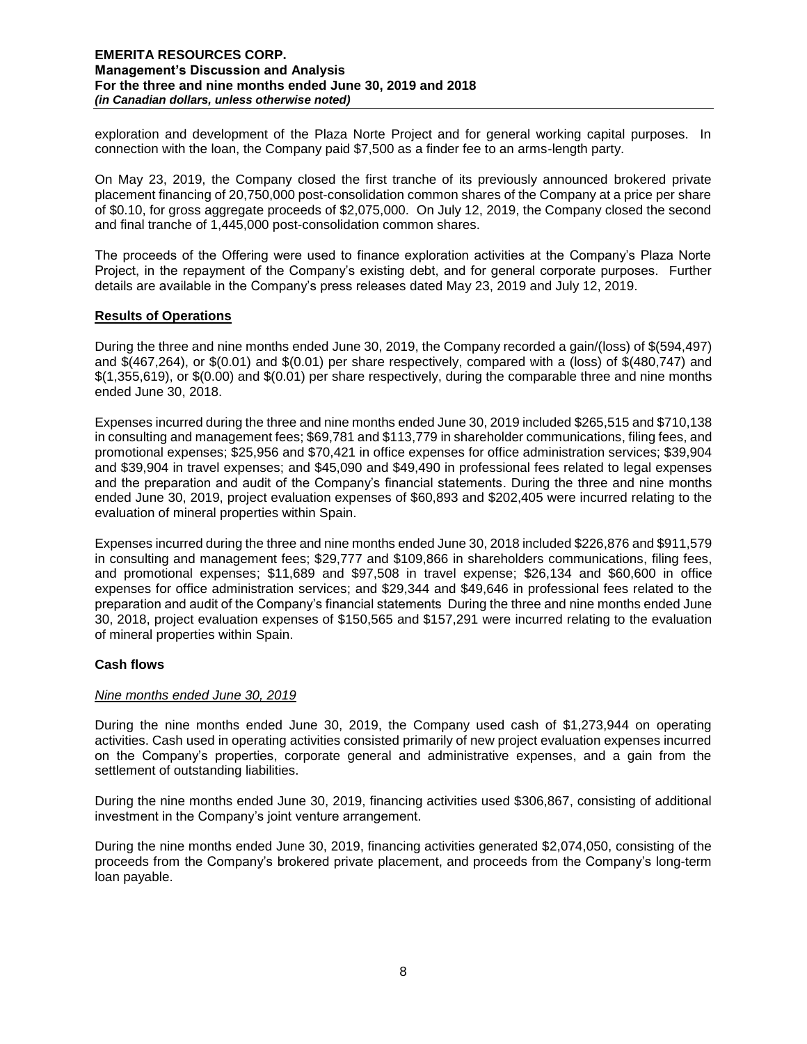exploration and development of the Plaza Norte Project and for general working capital purposes. In connection with the loan, the Company paid $7,500 as a finder fee to an arms-length party.

On May 23, 2019, the Company closed the first tranche of its previously announced brokered private placement financing of 20,750,000 post-consolidation common shares of the Company at a price per share of $0.10, for gross aggregate proceeds of $2,075,000. On July 12, 2019, the Company closed the second and final tranche of 1,445,000 post-consolidation common shares.

The proceeds of the Offering were used to finance exploration activities at the Company's Plaza Norte Project, in the repayment of the Company's existing debt, and for general corporate purposes. Further details are available in the Company's press releases dated May 23, 2019 and July 12, 2019.

## Results of Operations

During the three and nine months ended June 30, 2019, the Company recorded a gain/(loss) of $(594,497) and $(467,264), or $(0.01) and $(0.01) per share respectively, compared with a (loss) of $(480,747) and $(1,355,619), or $(0.00) and $(0.01) per share respectively, during the comparable three and nine months ended June 30, 2018.

Expenses incurred during the three and nine months ended June 30, 2019 included $265,515 and $710,138 in consulting and management fees; $69,781 and $113,779 in shareholder communications, filing fees, and promotional expenses; $25,956 and $70,421 in office expenses for office administration services; $39,904 and $39,904 in travel expenses; and $45,090 and $49,490 in professional fees related to legal expenses and the preparation and audit of the Company's financial statements. During the three and nine months ended June 30, 2019, project evaluation expenses of $60,893 and $202,405 were incurred relating to the evaluation of mineral properties within Spain.

Expenses incurred during the three and nine months ended June 30, 2018 included $226,876 and $911,579 in consulting and management fees; $29,777 and $109,866 in shareholders communications, filing fees, and promotional expenses; $11,689 and $97,508 in travel expense; $26,134 and $60,600 in office expenses for office administration services; and $29,344 and $49,646 in professional fees related to the preparation and audit of the Company's financial statements During the three and nine months ended June 30, 2018, project evaluation expenses of $150,565 and $157,291 were incurred relating to the evaluation of mineral properties within Spain.

## Cash flows

### *Nine months ended June 30, 2019*

During the nine months ended June 30, 2019, the Company used cash of $1,273,944 on operating activities. Cash used in operating activities consisted primarily of new project evaluation expenses incurred on the Company's properties, corporate general and administrative expenses, and a gain from the settlement of outstanding liabilities.

During the nine months ended June 30, 2019, financing activities used $306,867, consisting of additional investment in the Company's joint venture arrangement.

During the nine months ended June 30, 2019, financing activities generated $2,074,050, consisting of the proceeds from the Company's brokered private placement, and proceeds from the Company's long-term loan payable.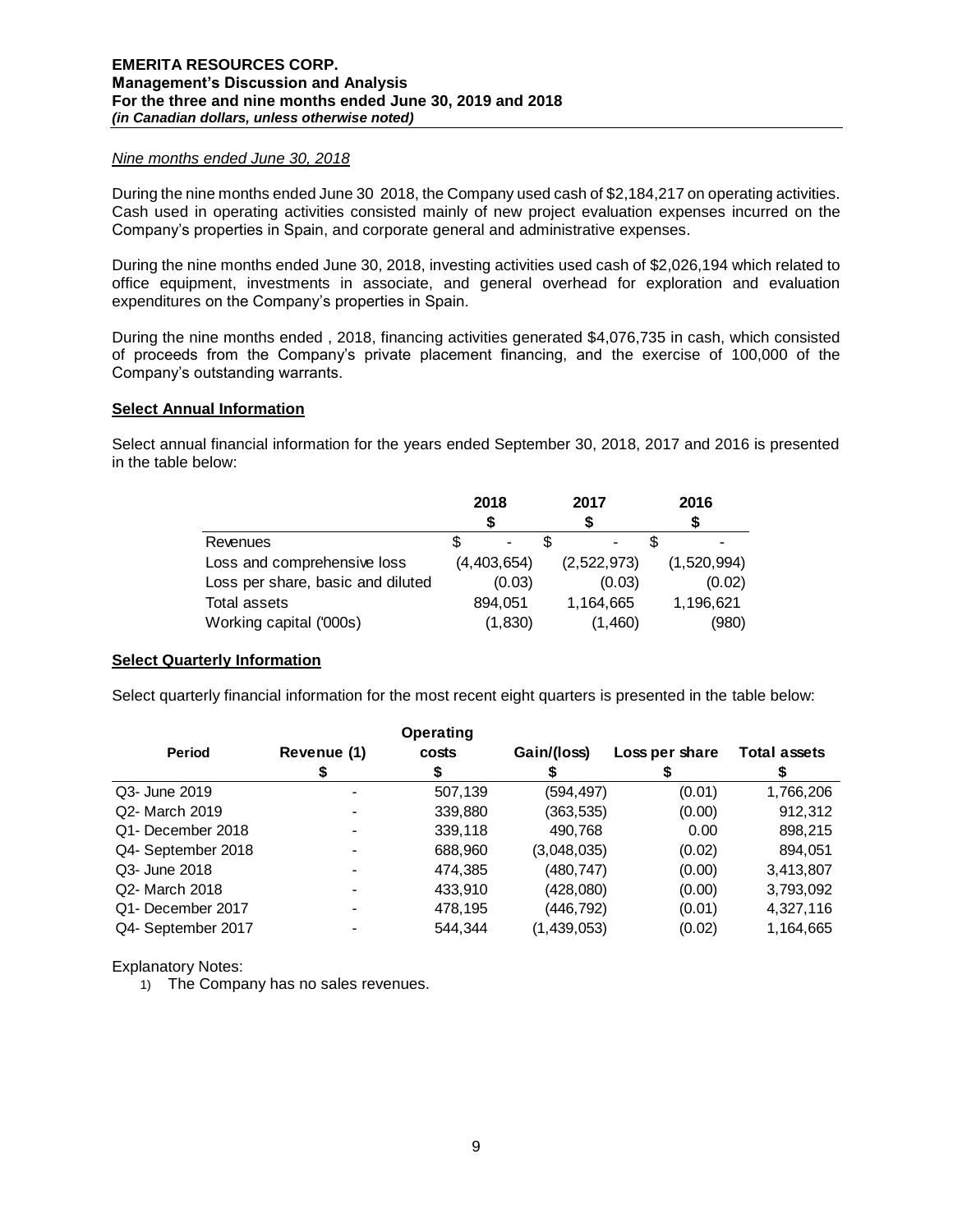*Nine months ended June 30, 2018*

During the nine months ended June 30 2018, the Company used cash of $2,184,217 on operating activities. Cash used in operating activities consisted mainly of new project evaluation expenses incurred on the Company's properties in Spain, and corporate general and administrative expenses.

During the nine months ended June 30, 2018, investing activities used cash of $2,026,194 which related to office equipment, investments in associate, and general overhead for exploration and evaluation expenditures on the Company's properties in Spain.

During the nine months ended , 2018, financing activities generated $4,076,735 in cash, which consisted of proceeds from the Company's private placement financing, and the exercise of 100,000 of the Company's outstanding warrants.

**Select Annual Information**

Select annual financial information for the years ended September 30, 2018, 2017 and 2016 is presented in the table below:

| | 2018<br>$ | 2017<br>$ | 2016<br>$ |
|---|---|---|---|
| Revenues | $ - | $ - | $ - |
| Loss and comprehensive loss | (4,403,654) | (2,522,973) | (1,520,994) |
| Loss per share, basic and diluted | (0.03) | (0.03) | (0.02) |
| Total assets | 894,051 | 1,164,665 | 1,196,621 |
| Working capital ('000s) | (1,830) | (1,460) | (980) |

**Select Quarterly Information**

Select quarterly financial information for the most recent eight quarters is presented in the table below:

| Period | Revenue (1)<br>$ | Operating costs<br>$ | Gain/(loss)<br>$ | Loss per share<br>$ | Total assets<br>$ |
|---|---|---|---|---|---|
| Q3- June 2019 | - | 507,139 | (594,497) | (0.01) | 1,766,206 |
| Q2- March 2019 | - | 339,880 | (363,535) | (0.00) | 912,312 |
| Q1- December 2018 | - | 339,118 | 490,768 | 0.00 | 898,215 |
| Q4- September 2018 | - | 688,960 | (3,048,035) | (0.02) | 894,051 |
| Q3- June 2018 | - | 474,385 | (480,747) | (0.00) | 3,413,807 |
| Q2- March 2018 | - | 433,910 | (428,080) | (0.00) | 3,793,092 |
| Q1- December 2017 | - | 478,195 | (446,792) | (0.01) | 4,327,116 |
| Q4- September 2017 | - | 544,344 | (1,439,053) | (0.02) | 1,164,665 |

Explanatory Notes:

1) The Company has no sales revenues.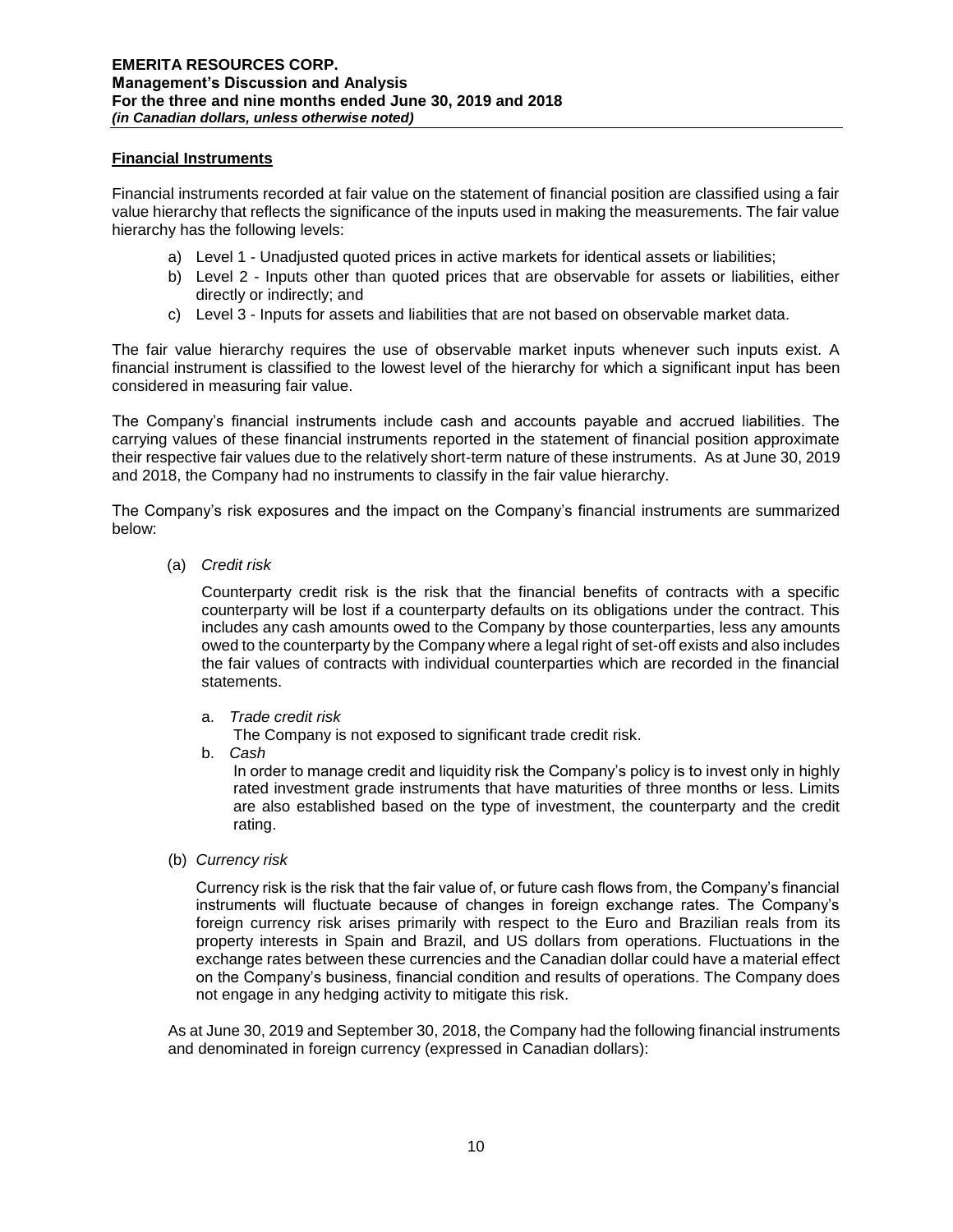**Financial Instruments**

Financial instruments recorded at fair value on the statement of financial position are classified using a fair value hierarchy that reflects the significance of the inputs used in making the measurements. The fair value hierarchy has the following levels:

a) Level 1 - Unadjusted quoted prices in active markets for identical assets or liabilities;
b) Level 2 - Inputs other than quoted prices that are observable for assets or liabilities, either directly or indirectly; and
c) Level 3 - Inputs for assets and liabilities that are not based on observable market data.

The fair value hierarchy requires the use of observable market inputs whenever such inputs exist. A financial instrument is classified to the lowest level of the hierarchy for which a significant input has been considered in measuring fair value.

The Company's financial instruments include cash and accounts payable and accrued liabilities. The carrying values of these financial instruments reported in the statement of financial position approximate their respective fair values due to the relatively short-term nature of these instruments. As at June 30, 2019 and 2018, the Company had no instruments to classify in the fair value hierarchy.

The Company's risk exposures and the impact on the Company's financial instruments are summarized below:

(a) *Credit risk*

Counterparty credit risk is the risk that the financial benefits of contracts with a specific counterparty will be lost if a counterparty defaults on its obligations under the contract. This includes any cash amounts owed to the Company by those counterparties, less any amounts owed to the counterparty by the Company where a legal right of set-off exists and also includes the fair values of contracts with individual counterparties which are recorded in the financial statements.

a. *Trade credit risk*
   The Company is not exposed to significant trade credit risk.
b. *Cash*
   In order to manage credit and liquidity risk the Company's policy is to invest only in highly rated investment grade instruments that have maturities of three months or less. Limits are also established based on the type of investment, the counterparty and the credit rating.

(b) *Currency risk*

Currency risk is the risk that the fair value of, or future cash flows from, the Company's financial instruments will fluctuate because of changes in foreign exchange rates. The Company's foreign currency risk arises primarily with respect to the Euro and Brazilian reals from its property interests in Spain and Brazil, and US dollars from operations. Fluctuations in the exchange rates between these currencies and the Canadian dollar could have a material effect on the Company's business, financial condition and results of operations. The Company does not engage in any hedging activity to mitigate this risk.

As at June 30, 2019 and September 30, 2018, the Company had the following financial instruments and denominated in foreign currency (expressed in Canadian dollars):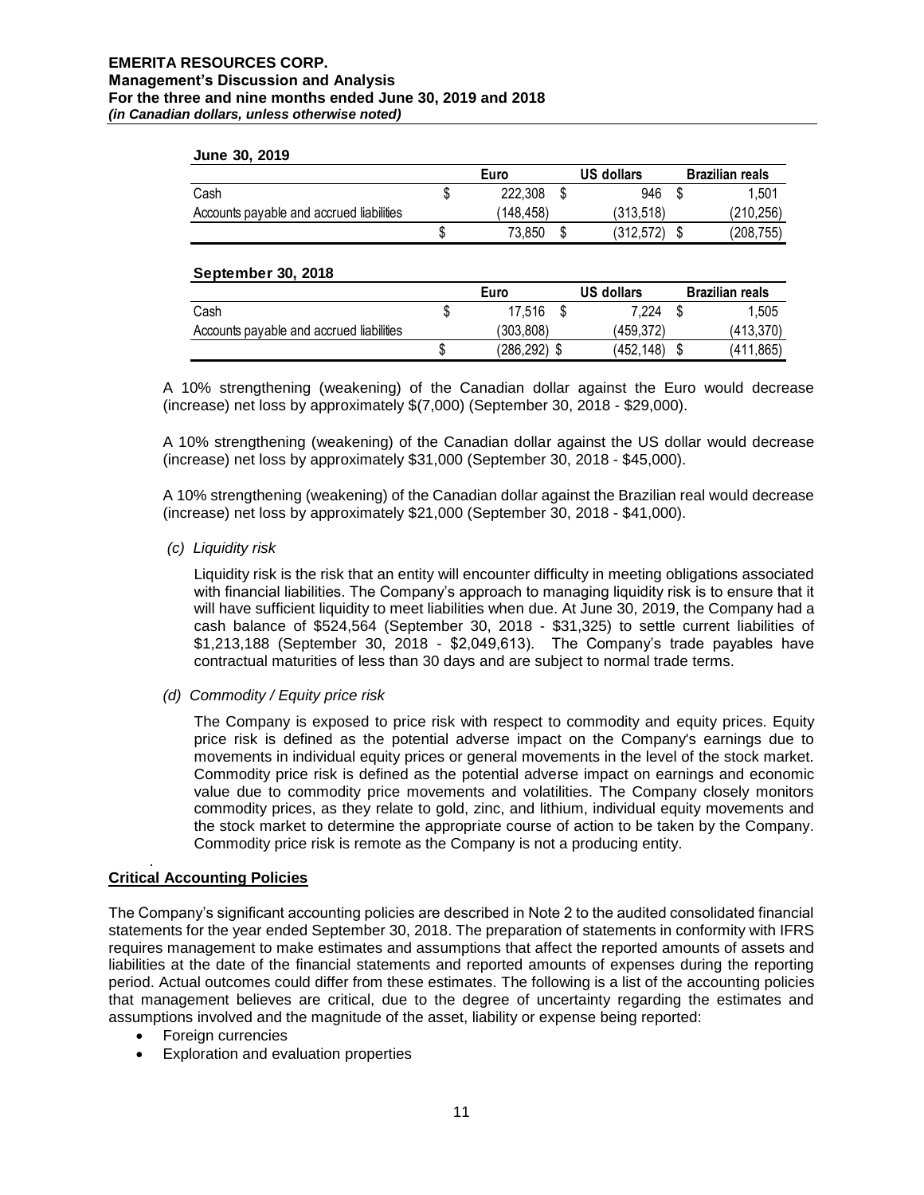**June 30, 2019**

| | Euro | US dollars | Brazilian reals |
|---|---|---|---|
| Cash | $ 222,308 | $ 946 | $ 1,501 |
| Accounts payable and accrued liabilities | (148,458) | (313,518) | (210,256) |
| | $ 73,850 | $ (312,572) | $ (208,755) |

**September 30, 2018**

| | Euro | US dollars | Brazilian reals |
|---|---|---|---|
| Cash | $ 17,516 | $ 7,224 | $ 1,505 |
| Accounts payable and accrued liabilities | (303,808) | (459,372) | (413,370) |
| | $ (286,292) | $ (452,148) | $ (411,865) |

A 10% strengthening (weakening) of the Canadian dollar against the Euro would decrease (increase) net loss by approximately $(7,000) (September 30, 2018 - $29,000).

A 10% strengthening (weakening) of the Canadian dollar against the US dollar would decrease (increase) net loss by approximately $31,000 (September 30, 2018 - $45,000).

A 10% strengthening (weakening) of the Canadian dollar against the Brazilian real would decrease (increase) net loss by approximately $21,000 (September 30, 2018 - $41,000).

*(c) Liquidity risk*

Liquidity risk is the risk that an entity will encounter difficulty in meeting obligations associated with financial liabilities. The Company's approach to managing liquidity risk is to ensure that it will have sufficient liquidity to meet liabilities when due. At June 30, 2019, the Company had a cash balance of $524,564 (September 30, 2018 - $31,325) to settle current liabilities of $1,213,188 (September 30, 2018 - $2,049,613). The Company's trade payables have contractual maturities of less than 30 days and are subject to normal trade terms.

*(d) Commodity / Equity price risk*

The Company is exposed to price risk with respect to commodity and equity prices. Equity price risk is defined as the potential adverse impact on the Company's earnings due to movements in individual equity prices or general movements in the level of the stock market. Commodity price risk is defined as the potential adverse impact on earnings and economic value due to commodity price movements and volatilities. The Company closely monitors commodity prices, as they relate to gold, zinc, and lithium, individual equity movements and the stock market to determine the appropriate course of action to be taken by the Company. Commodity price risk is remote as the Company is not a producing entity.

## Critical Accounting Policies

The Company's significant accounting policies are described in Note 2 to the audited consolidated financial statements for the year ended September 30, 2018. The preparation of statements in conformity with IFRS requires management to make estimates and assumptions that affect the reported amounts of assets and liabilities at the date of the financial statements and reported amounts of expenses during the reporting period. Actual outcomes could differ from these estimates. The following is a list of the accounting policies that management believes are critical, due to the degree of uncertainty regarding the estimates and assumptions involved and the magnitude of the asset, liability or expense being reported:

- Foreign currencies
- Exploration and evaluation properties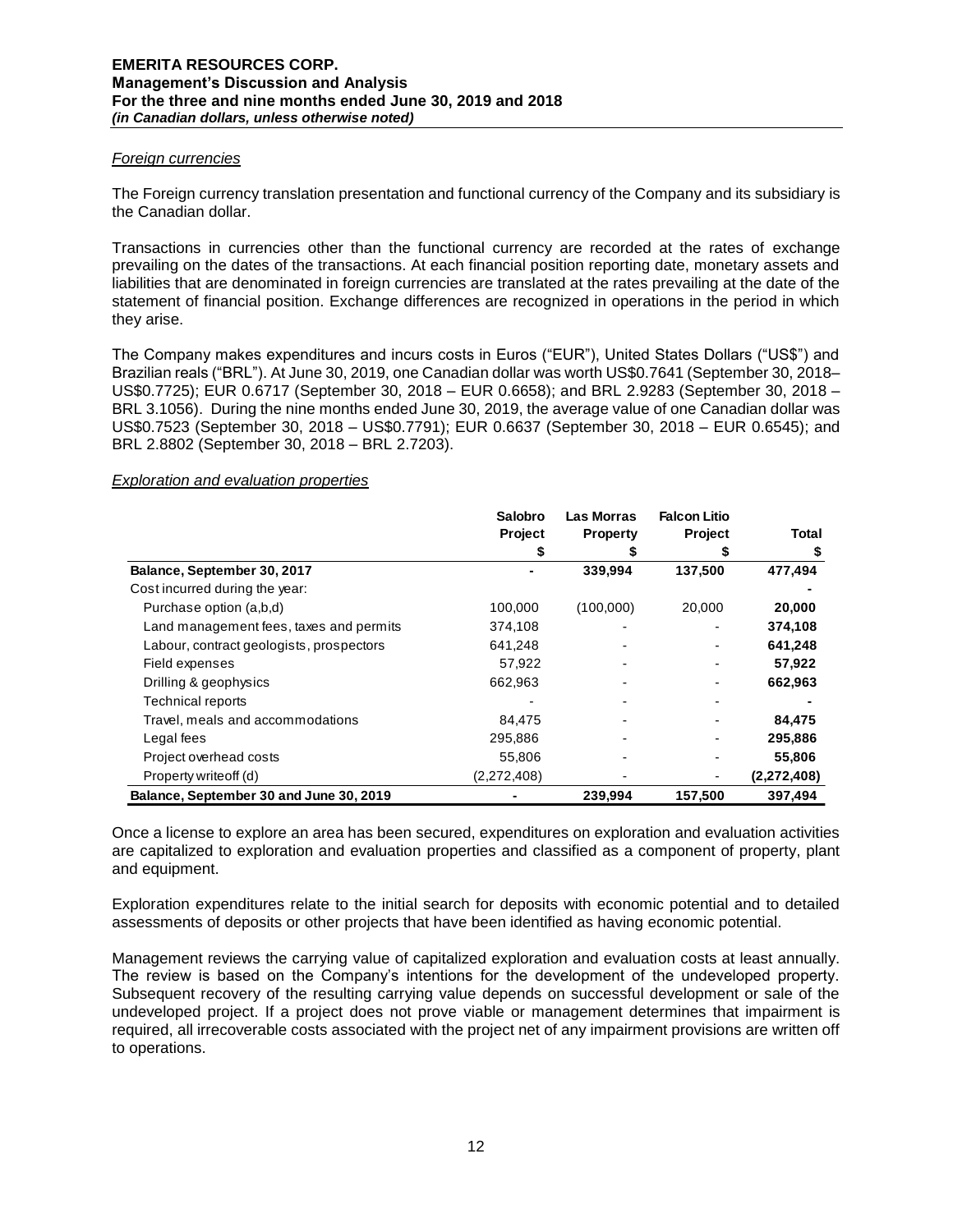*Foreign currencies*

The Foreign currency translation presentation and functional currency of the Company and its subsidiary is the Canadian dollar.

Transactions in currencies other than the functional currency are recorded at the rates of exchange prevailing on the dates of the transactions. At each financial position reporting date, monetary assets and liabilities that are denominated in foreign currencies are translated at the rates prevailing at the date of the statement of financial position. Exchange differences are recognized in operations in the period in which they arise.

The Company makes expenditures and incurs costs in Euros ("EUR"), United States Dollars ("US$") and Brazilian reals ("BRL"). At June 30, 2019, one Canadian dollar was worth US$0.7641 (September 30, 2018– US$0.7725); EUR 0.6717 (September 30, 2018 – EUR 0.6658); and BRL 2.9283 (September 30, 2018 – BRL 3.1056). During the nine months ended June 30, 2019, the average value of one Canadian dollar was US$0.7523 (September 30, 2018 – US$0.7791); EUR 0.6637 (September 30, 2018 – EUR 0.6545); and BRL 2.8802 (September 30, 2018 – BRL 2.7203).

*Exploration and evaluation properties*

| | Salobro Project | Las Morras Property | Falcon Litio Project | Total |
|---|---|---|---|---|
| | $ | $ | $ | $ |
| **Balance, September 30, 2017** | - | **339,994** | **137,500** | **477,494** |
| Cost incurred during the year: | | | | **-** |
| Purchase option (a,b,d) | 100,000 | (100,000) | 20,000 | **20,000** |
| Land management fees, taxes and permits | 374,108 | - | - | **374,108** |
| Labour, contract geologists, prospectors | 641,248 | - | - | **641,248** |
| Field expenses | 57,922 | - | - | **57,922** |
| Drilling & geophysics | 662,963 | - | - | **662,963** |
| Technical reports | - | - | - | **-** |
| Travel, meals and accommodations | 84,475 | - | - | **84,475** |
| Legal fees | 295,886 | - | - | **295,886** |
| Project overhead costs | 55,806 | - | - | **55,806** |
| Property writeoff (d) | (2,272,408) | - | - | **(2,272,408)** |
| **Balance, September 30 and June 30, 2019** | - | **239,994** | **157,500** | **397,494** |

Once a license to explore an area has been secured, expenditures on exploration and evaluation activities are capitalized to exploration and evaluation properties and classified as a component of property, plant and equipment.

Exploration expenditures relate to the initial search for deposits with economic potential and to detailed assessments of deposits or other projects that have been identified as having economic potential.

Management reviews the carrying value of capitalized exploration and evaluation costs at least annually. The review is based on the Company's intentions for the development of the undeveloped property. Subsequent recovery of the resulting carrying value depends on successful development or sale of the undeveloped project. If a project does not prove viable or management determines that impairment is required, all irrecoverable costs associated with the project net of any impairment provisions are written off to operations.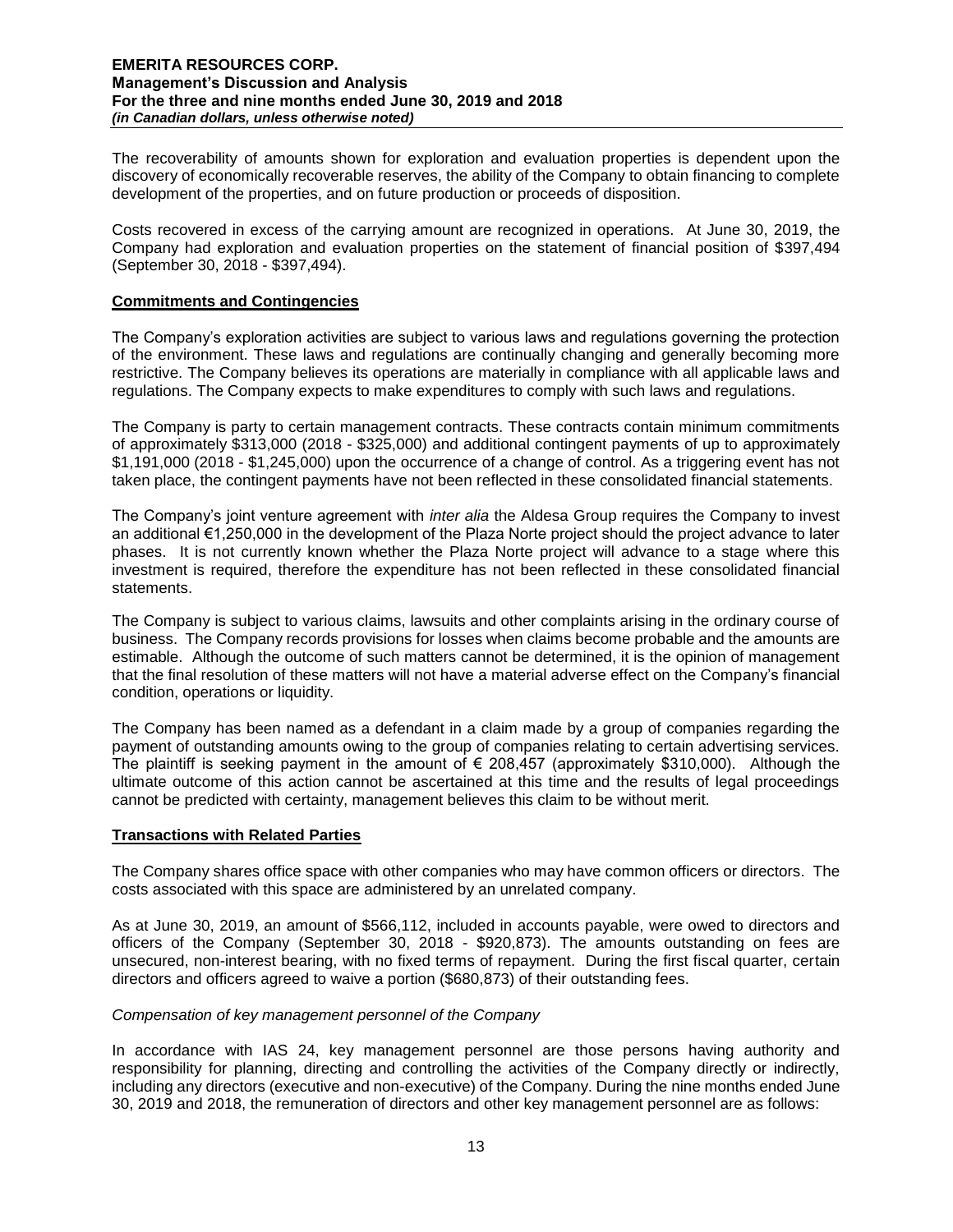The recoverability of amounts shown for exploration and evaluation properties is dependent upon the discovery of economically recoverable reserves, the ability of the Company to obtain financing to complete development of the properties, and on future production or proceeds of disposition.

Costs recovered in excess of the carrying amount are recognized in operations. At June 30, 2019, the Company had exploration and evaluation properties on the statement of financial position of $397,494 (September 30, 2018 - $397,494).

## Commitments and Contingencies

The Company's exploration activities are subject to various laws and regulations governing the protection of the environment. These laws and regulations are continually changing and generally becoming more restrictive. The Company believes its operations are materially in compliance with all applicable laws and regulations. The Company expects to make expenditures to comply with such laws and regulations.

The Company is party to certain management contracts. These contracts contain minimum commitments of approximately $313,000 (2018 - $325,000) and additional contingent payments of up to approximately $1,191,000 (2018 - $1,245,000) upon the occurrence of a change of control. As a triggering event has not taken place, the contingent payments have not been reflected in these consolidated financial statements.

The Company's joint venture agreement with *inter alia* the Aldesa Group requires the Company to invest an additional €1,250,000 in the development of the Plaza Norte project should the project advance to later phases. It is not currently known whether the Plaza Norte project will advance to a stage where this investment is required, therefore the expenditure has not been reflected in these consolidated financial statements.

The Company is subject to various claims, lawsuits and other complaints arising in the ordinary course of business. The Company records provisions for losses when claims become probable and the amounts are estimable. Although the outcome of such matters cannot be determined, it is the opinion of management that the final resolution of these matters will not have a material adverse effect on the Company's financial condition, operations or liquidity.

The Company has been named as a defendant in a claim made by a group of companies regarding the payment of outstanding amounts owing to the group of companies relating to certain advertising services. The plaintiff is seeking payment in the amount of € 208,457 (approximately $310,000). Although the ultimate outcome of this action cannot be ascertained at this time and the results of legal proceedings cannot be predicted with certainty, management believes this claim to be without merit.

## Transactions with Related Parties

The Company shares office space with other companies who may have common officers or directors. The costs associated with this space are administered by an unrelated company.

As at June 30, 2019, an amount of $566,112, included in accounts payable, were owed to directors and officers of the Company (September 30, 2018 - $920,873). The amounts outstanding on fees are unsecured, non-interest bearing, with no fixed terms of repayment. During the first fiscal quarter, certain directors and officers agreed to waive a portion ($680,873) of their outstanding fees.

*Compensation of key management personnel of the Company*

In accordance with IAS 24, key management personnel are those persons having authority and responsibility for planning, directing and controlling the activities of the Company directly or indirectly, including any directors (executive and non-executive) of the Company. During the nine months ended June 30, 2019 and 2018, the remuneration of directors and other key management personnel are as follows: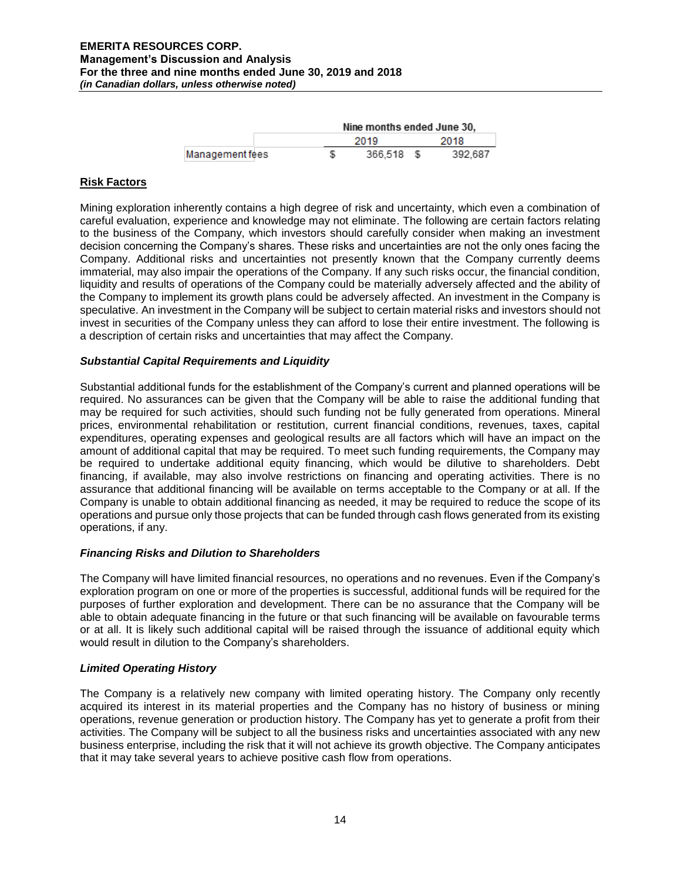| | Nine months ended June 30, | |
|---|---|---|
| | 2019 | 2018 |
| Management fees | $ 366,518 | $ 392,687 |

## Risk Factors

Mining exploration inherently contains a high degree of risk and uncertainty, which even a combination of careful evaluation, experience and knowledge may not eliminate. The following are certain factors relating to the business of the Company, which investors should carefully consider when making an investment decision concerning the Company's shares. These risks and uncertainties are not the only ones facing the Company. Additional risks and uncertainties not presently known that the Company currently deems immaterial, may also impair the operations of the Company. If any such risks occur, the financial condition, liquidity and results of operations of the Company could be materially adversely affected and the ability of the Company to implement its growth plans could be adversely affected. An investment in the Company is speculative. An investment in the Company will be subject to certain material risks and investors should not invest in securities of the Company unless they can afford to lose their entire investment. The following is a description of certain risks and uncertainties that may affect the Company.

### *Substantial Capital Requirements and Liquidity*

Substantial additional funds for the establishment of the Company's current and planned operations will be required. No assurances can be given that the Company will be able to raise the additional funding that may be required for such activities, should such funding not be fully generated from operations. Mineral prices, environmental rehabilitation or restitution, current financial conditions, revenues, taxes, capital expenditures, operating expenses and geological results are all factors which will have an impact on the amount of additional capital that may be required. To meet such funding requirements, the Company may be required to undertake additional equity financing, which would be dilutive to shareholders. Debt financing, if available, may also involve restrictions on financing and operating activities. There is no assurance that additional financing will be available on terms acceptable to the Company or at all. If the Company is unable to obtain additional financing as needed, it may be required to reduce the scope of its operations and pursue only those projects that can be funded through cash flows generated from its existing operations, if any.

### *Financing Risks and Dilution to Shareholders*

The Company will have limited financial resources, no operations and no revenues. Even if the Company's exploration program on one or more of the properties is successful, additional funds will be required for the purposes of further exploration and development. There can be no assurance that the Company will be able to obtain adequate financing in the future or that such financing will be available on favourable terms or at all. It is likely such additional capital will be raised through the issuance of additional equity which would result in dilution to the Company's shareholders.

### *Limited Operating History*

The Company is a relatively new company with limited operating history. The Company only recently acquired its interest in its material properties and the Company has no history of business or mining operations, revenue generation or production history. The Company has yet to generate a profit from their activities. The Company will be subject to all the business risks and uncertainties associated with any new business enterprise, including the risk that it will not achieve its growth objective. The Company anticipates that it may take several years to achieve positive cash flow from operations.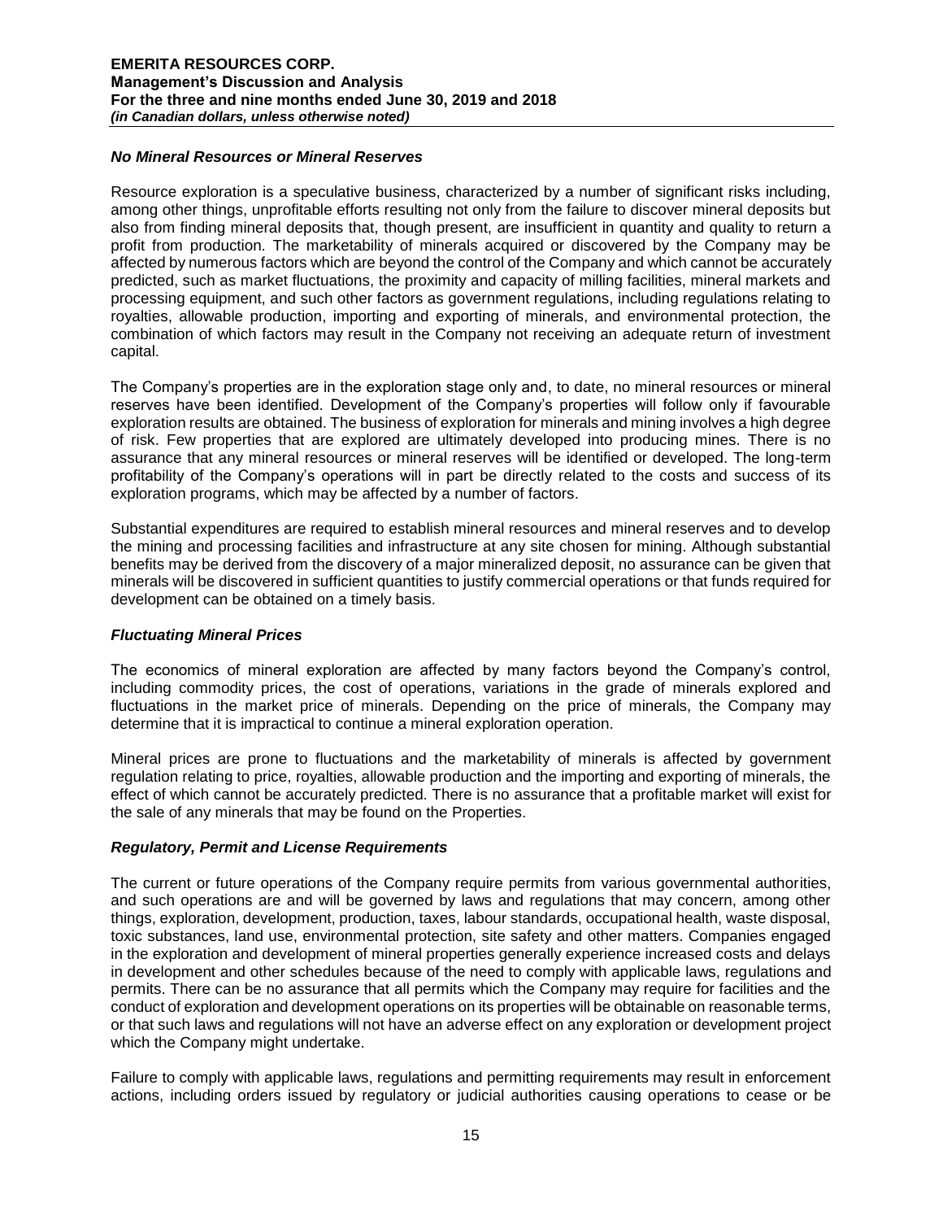### *No Mineral Resources or Mineral Reserves*

Resource exploration is a speculative business, characterized by a number of significant risks including, among other things, unprofitable efforts resulting not only from the failure to discover mineral deposits but also from finding mineral deposits that, though present, are insufficient in quantity and quality to return a profit from production. The marketability of minerals acquired or discovered by the Company may be affected by numerous factors which are beyond the control of the Company and which cannot be accurately predicted, such as market fluctuations, the proximity and capacity of milling facilities, mineral markets and processing equipment, and such other factors as government regulations, including regulations relating to royalties, allowable production, importing and exporting of minerals, and environmental protection, the combination of which factors may result in the Company not receiving an adequate return of investment capital.

The Company's properties are in the exploration stage only and, to date, no mineral resources or mineral reserves have been identified. Development of the Company's properties will follow only if favourable exploration results are obtained. The business of exploration for minerals and mining involves a high degree of risk. Few properties that are explored are ultimately developed into producing mines. There is no assurance that any mineral resources or mineral reserves will be identified or developed. The long-term profitability of the Company's operations will in part be directly related to the costs and success of its exploration programs, which may be affected by a number of factors.

Substantial expenditures are required to establish mineral resources and mineral reserves and to develop the mining and processing facilities and infrastructure at any site chosen for mining. Although substantial benefits may be derived from the discovery of a major mineralized deposit, no assurance can be given that minerals will be discovered in sufficient quantities to justify commercial operations or that funds required for development can be obtained on a timely basis.

### *Fluctuating Mineral Prices*

The economics of mineral exploration are affected by many factors beyond the Company's control, including commodity prices, the cost of operations, variations in the grade of minerals explored and fluctuations in the market price of minerals. Depending on the price of minerals, the Company may determine that it is impractical to continue a mineral exploration operation.

Mineral prices are prone to fluctuations and the marketability of minerals is affected by government regulation relating to price, royalties, allowable production and the importing and exporting of minerals, the effect of which cannot be accurately predicted. There is no assurance that a profitable market will exist for the sale of any minerals that may be found on the Properties.

### *Regulatory, Permit and License Requirements*

The current or future operations of the Company require permits from various governmental authorities, and such operations are and will be governed by laws and regulations that may concern, among other things, exploration, development, production, taxes, labour standards, occupational health, waste disposal, toxic substances, land use, environmental protection, site safety and other matters. Companies engaged in the exploration and development of mineral properties generally experience increased costs and delays in development and other schedules because of the need to comply with applicable laws, regulations and permits. There can be no assurance that all permits which the Company may require for facilities and the conduct of exploration and development operations on its properties will be obtainable on reasonable terms, or that such laws and regulations will not have an adverse effect on any exploration or development project which the Company might undertake.

Failure to comply with applicable laws, regulations and permitting requirements may result in enforcement actions, including orders issued by regulatory or judicial authorities causing operations to cease or be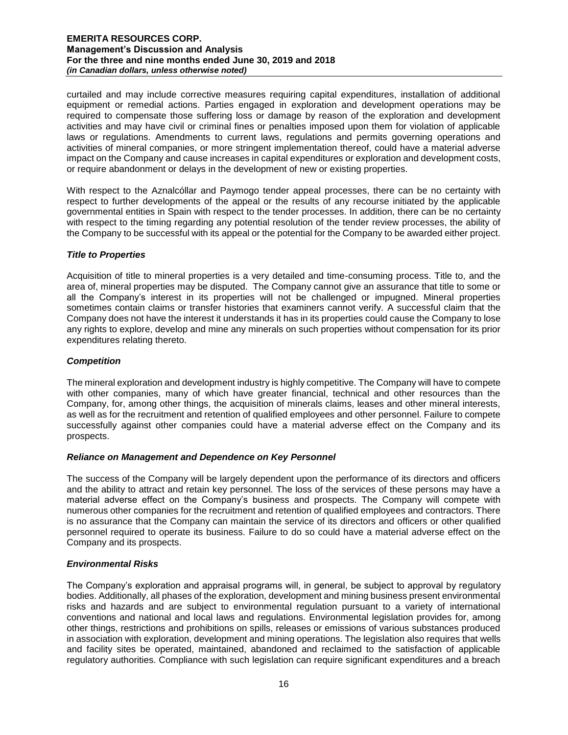curtailed and may include corrective measures requiring capital expenditures, installation of additional equipment or remedial actions. Parties engaged in exploration and development operations may be required to compensate those suffering loss or damage by reason of the exploration and development activities and may have civil or criminal fines or penalties imposed upon them for violation of applicable laws or regulations. Amendments to current laws, regulations and permits governing operations and activities of mineral companies, or more stringent implementation thereof, could have a material adverse impact on the Company and cause increases in capital expenditures or exploration and development costs, or require abandonment or delays in the development of new or existing properties.

With respect to the Aznalcóllar and Paymogo tender appeal processes, there can be no certainty with respect to further developments of the appeal or the results of any recourse initiated by the applicable governmental entities in Spain with respect to the tender processes. In addition, there can be no certainty with respect to the timing regarding any potential resolution of the tender review processes, the ability of the Company to be successful with its appeal or the potential for the Company to be awarded either project.

### *Title to Properties*

Acquisition of title to mineral properties is a very detailed and time-consuming process. Title to, and the area of, mineral properties may be disputed. The Company cannot give an assurance that title to some or all the Company's interest in its properties will not be challenged or impugned. Mineral properties sometimes contain claims or transfer histories that examiners cannot verify. A successful claim that the Company does not have the interest it understands it has in its properties could cause the Company to lose any rights to explore, develop and mine any minerals on such properties without compensation for its prior expenditures relating thereto.

### *Competition*

The mineral exploration and development industry is highly competitive. The Company will have to compete with other companies, many of which have greater financial, technical and other resources than the Company, for, among other things, the acquisition of minerals claims, leases and other mineral interests, as well as for the recruitment and retention of qualified employees and other personnel. Failure to compete successfully against other companies could have a material adverse effect on the Company and its prospects.

### *Reliance on Management and Dependence on Key Personnel*

The success of the Company will be largely dependent upon the performance of its directors and officers and the ability to attract and retain key personnel. The loss of the services of these persons may have a material adverse effect on the Company's business and prospects. The Company will compete with numerous other companies for the recruitment and retention of qualified employees and contractors. There is no assurance that the Company can maintain the service of its directors and officers or other qualified personnel required to operate its business. Failure to do so could have a material adverse effect on the Company and its prospects.

### *Environmental Risks*

The Company's exploration and appraisal programs will, in general, be subject to approval by regulatory bodies. Additionally, all phases of the exploration, development and mining business present environmental risks and hazards and are subject to environmental regulation pursuant to a variety of international conventions and national and local laws and regulations. Environmental legislation provides for, among other things, restrictions and prohibitions on spills, releases or emissions of various substances produced in association with exploration, development and mining operations. The legislation also requires that wells and facility sites be operated, maintained, abandoned and reclaimed to the satisfaction of applicable regulatory authorities. Compliance with such legislation can require significant expenditures and a breach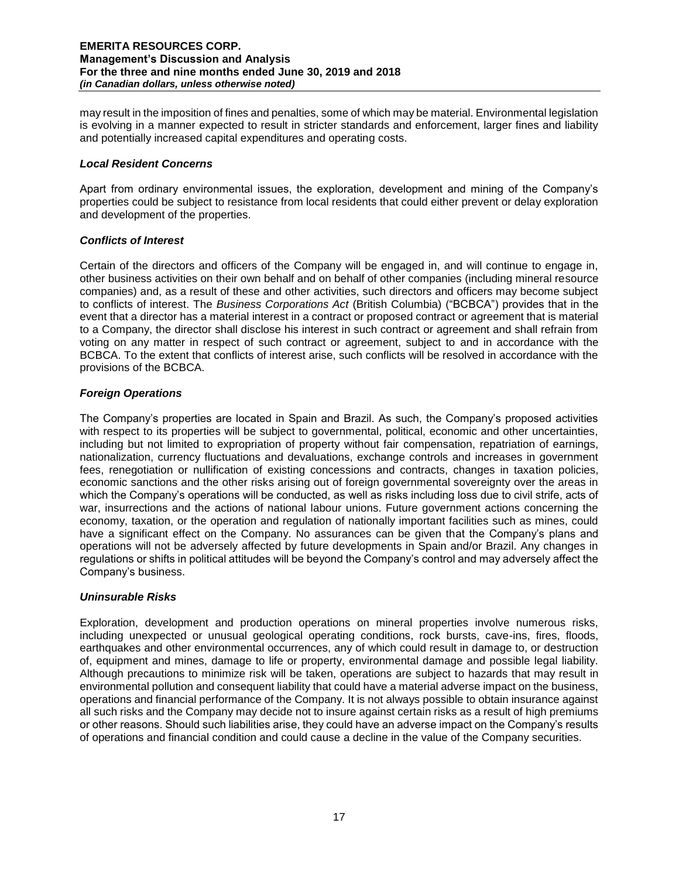may result in the imposition of fines and penalties, some of which may be material. Environmental legislation is evolving in a manner expected to result in stricter standards and enforcement, larger fines and liability and potentially increased capital expenditures and operating costs.

### *Local Resident Concerns*

Apart from ordinary environmental issues, the exploration, development and mining of the Company's properties could be subject to resistance from local residents that could either prevent or delay exploration and development of the properties.

### *Conflicts of Interest*

Certain of the directors and officers of the Company will be engaged in, and will continue to engage in, other business activities on their own behalf and on behalf of other companies (including mineral resource companies) and, as a result of these and other activities, such directors and officers may become subject to conflicts of interest. The *Business Corporations Act* (British Columbia) ("BCBCA") provides that in the event that a director has a material interest in a contract or proposed contract or agreement that is material to a Company, the director shall disclose his interest in such contract or agreement and shall refrain from voting on any matter in respect of such contract or agreement, subject to and in accordance with the BCBCA. To the extent that conflicts of interest arise, such conflicts will be resolved in accordance with the provisions of the BCBCA.

### *Foreign Operations*

The Company's properties are located in Spain and Brazil. As such, the Company's proposed activities with respect to its properties will be subject to governmental, political, economic and other uncertainties, including but not limited to expropriation of property without fair compensation, repatriation of earnings, nationalization, currency fluctuations and devaluations, exchange controls and increases in government fees, renegotiation or nullification of existing concessions and contracts, changes in taxation policies, economic sanctions and the other risks arising out of foreign governmental sovereignty over the areas in which the Company's operations will be conducted, as well as risks including loss due to civil strife, acts of war, insurrections and the actions of national labour unions. Future government actions concerning the economy, taxation, or the operation and regulation of nationally important facilities such as mines, could have a significant effect on the Company. No assurances can be given that the Company's plans and operations will not be adversely affected by future developments in Spain and/or Brazil. Any changes in regulations or shifts in political attitudes will be beyond the Company's control and may adversely affect the Company's business.

### *Uninsurable Risks*

Exploration, development and production operations on mineral properties involve numerous risks, including unexpected or unusual geological operating conditions, rock bursts, cave-ins, fires, floods, earthquakes and other environmental occurrences, any of which could result in damage to, or destruction of, equipment and mines, damage to life or property, environmental damage and possible legal liability. Although precautions to minimize risk will be taken, operations are subject to hazards that may result in environmental pollution and consequent liability that could have a material adverse impact on the business, operations and financial performance of the Company. It is not always possible to obtain insurance against all such risks and the Company may decide not to insure against certain risks as a result of high premiums or other reasons. Should such liabilities arise, they could have an adverse impact on the Company's results of operations and financial condition and could cause a decline in the value of the Company securities.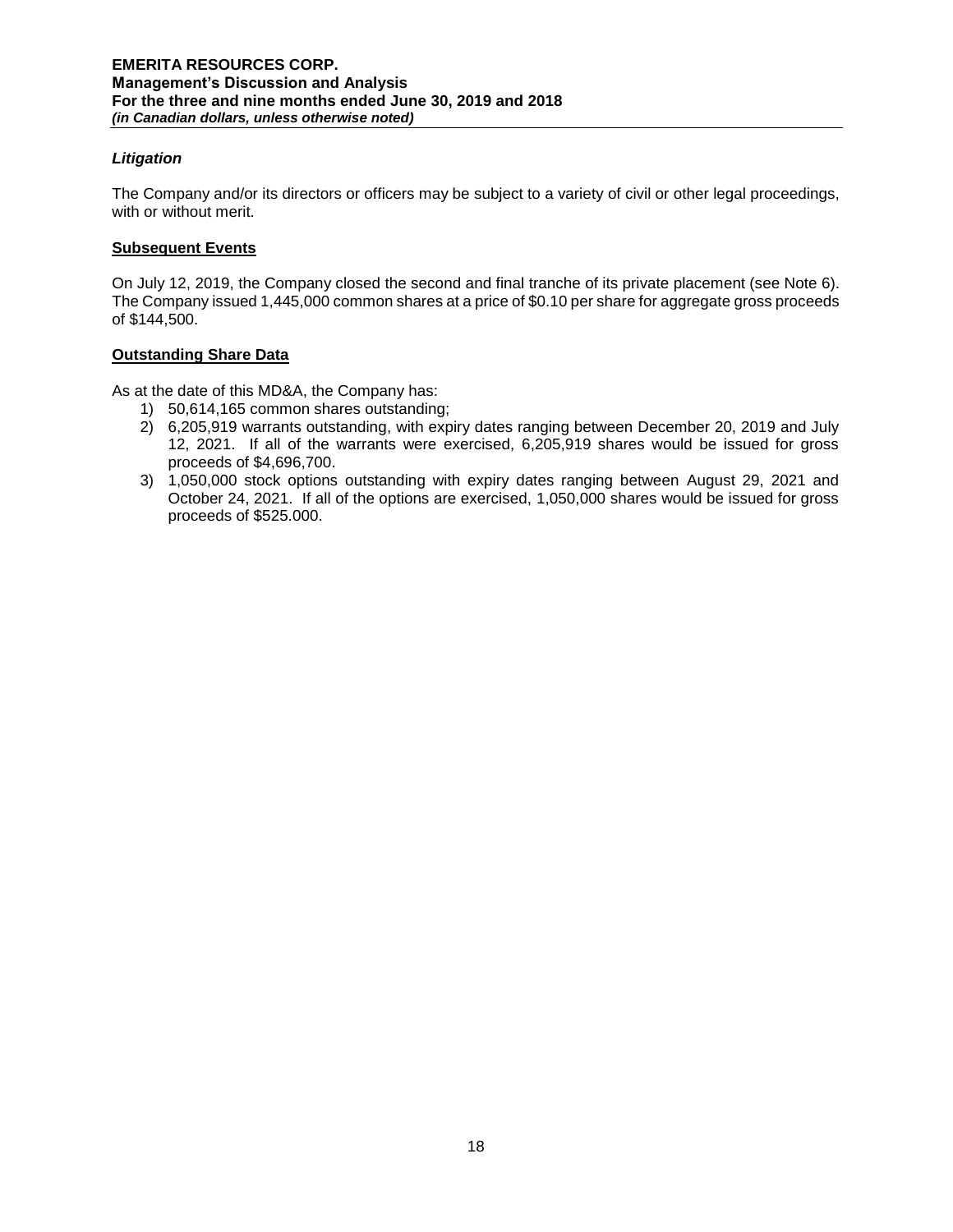### *Litigation*

The Company and/or its directors or officers may be subject to a variety of civil or other legal proceedings, with or without merit.

## Subsequent Events

On July 12, 2019, the Company closed the second and final tranche of its private placement (see Note 6). The Company issued 1,445,000 common shares at a price of $0.10 per share for aggregate gross proceeds of $144,500.

## Outstanding Share Data

As at the date of this MD&A, the Company has:

1) 50,614,165 common shares outstanding;
2) 6,205,919 warrants outstanding, with expiry dates ranging between December 20, 2019 and July 12, 2021. If all of the warrants were exercised, 6,205,919 shares would be issued for gross proceeds of $4,696,700.
3) 1,050,000 stock options outstanding with expiry dates ranging between August 29, 2021 and October 24, 2021. If all of the options are exercised, 1,050,000 shares would be issued for gross proceeds of $525.000.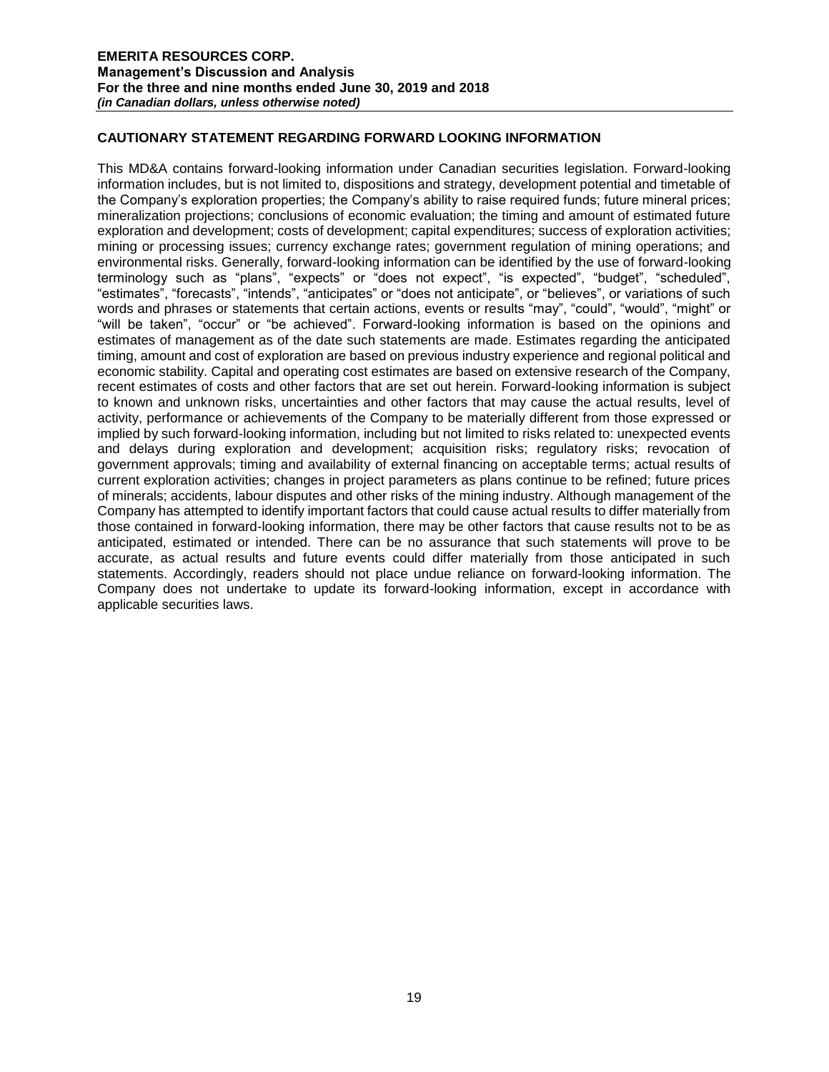## CAUTIONARY STATEMENT REGARDING FORWARD LOOKING INFORMATION

This MD&A contains forward-looking information under Canadian securities legislation. Forward-looking information includes, but is not limited to, dispositions and strategy, development potential and timetable of the Company's exploration properties; the Company's ability to raise required funds; future mineral prices; mineralization projections; conclusions of economic evaluation; the timing and amount of estimated future exploration and development; costs of development; capital expenditures; success of exploration activities; mining or processing issues; currency exchange rates; government regulation of mining operations; and environmental risks. Generally, forward-looking information can be identified by the use of forward-looking terminology such as "plans", "expects" or "does not expect", "is expected", "budget", "scheduled", "estimates", "forecasts", "intends", "anticipates" or "does not anticipate", or "believes", or variations of such words and phrases or statements that certain actions, events or results "may", "could", "would", "might" or "will be taken", "occur" or "be achieved". Forward-looking information is based on the opinions and estimates of management as of the date such statements are made. Estimates regarding the anticipated timing, amount and cost of exploration are based on previous industry experience and regional political and economic stability. Capital and operating cost estimates are based on extensive research of the Company, recent estimates of costs and other factors that are set out herein. Forward-looking information is subject to known and unknown risks, uncertainties and other factors that may cause the actual results, level of activity, performance or achievements of the Company to be materially different from those expressed or implied by such forward-looking information, including but not limited to risks related to: unexpected events and delays during exploration and development; acquisition risks; regulatory risks; revocation of government approvals; timing and availability of external financing on acceptable terms; actual results of current exploration activities; changes in project parameters as plans continue to be refined; future prices of minerals; accidents, labour disputes and other risks of the mining industry. Although management of the Company has attempted to identify important factors that could cause actual results to differ materially from those contained in forward-looking information, there may be other factors that cause results not to be as anticipated, estimated or intended. There can be no assurance that such statements will prove to be accurate, as actual results and future events could differ materially from those anticipated in such statements. Accordingly, readers should not place undue reliance on forward-looking information. The Company does not undertake to update its forward-looking information, except in accordance with applicable securities laws.